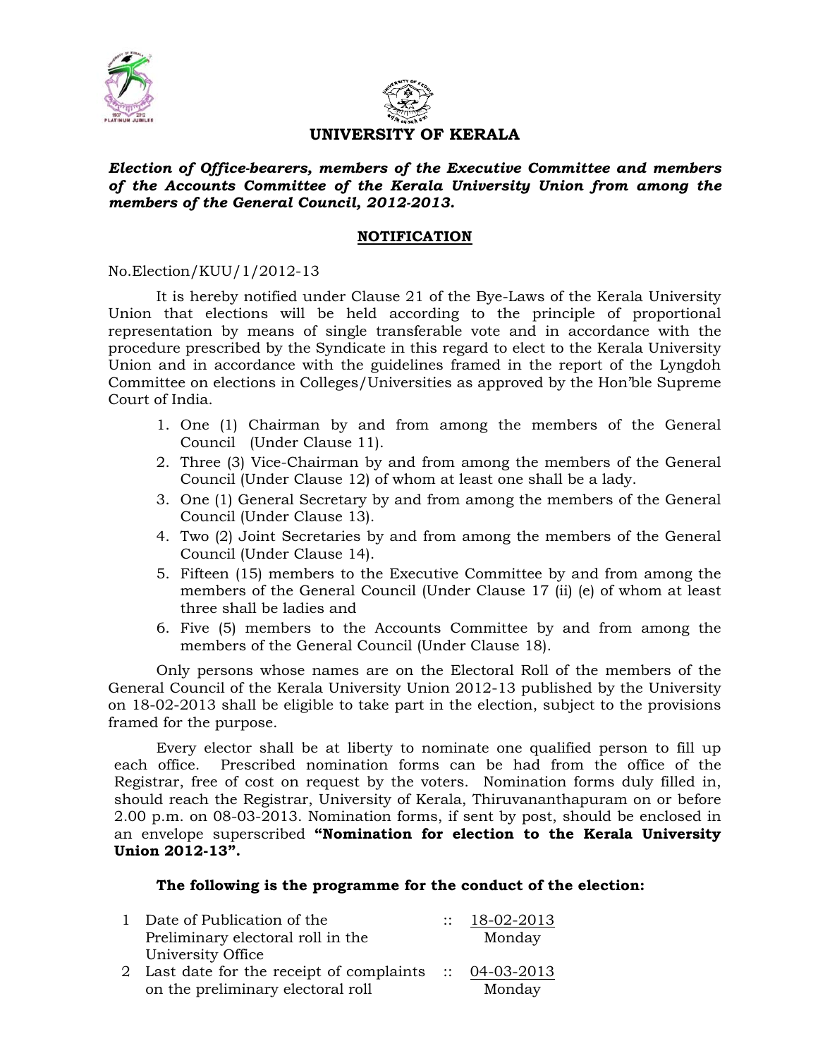# UNIVERSITY OF KERALA

***Election of Office-bearers, members of the Executive Committee and members of the Accounts Committee of the Kerala University Union from among the members of the General Council, 2012-2013.***

## NOTIFICATION

No.Election/KUU/1/2012-13

It is hereby notified under Clause 21 of the Bye-Laws of the Kerala University Union that elections will be held according to the principle of proportional representation by means of single transferable vote and in accordance with the procedure prescribed by the Syndicate in this regard to elect to the Kerala University Union and in accordance with the guidelines framed in the report of the Lyngdoh Committee on elections in Colleges/Universities as approved by the Hon'ble Supreme Court of India.

1. One (1) Chairman by and from among the members of the General Council (Under Clause 11).
2. Three (3) Vice-Chairman by and from among the members of the General Council (Under Clause 12) of whom at least one shall be a lady.
3. One (1) General Secretary by and from among the members of the General Council (Under Clause 13).
4. Two (2) Joint Secretaries by and from among the members of the General Council (Under Clause 14).
5. Fifteen (15) members to the Executive Committee by and from among the members of the General Council (Under Clause 17 (ii) (e) of whom at least three shall be ladies and
6. Five (5) members to the Accounts Committee by and from among the members of the General Council (Under Clause 18).

Only persons whose names are on the Electoral Roll of the members of the General Council of the Kerala University Union 2012-13 published by the University on 18-02-2013 shall be eligible to take part in the election, subject to the provisions framed for the purpose.

Every elector shall be at liberty to nominate one qualified person to fill up each office. Prescribed nomination forms can be had from the office of the Registrar, free of cost on request by the voters. Nomination forms duly filled in, should reach the Registrar, University of Kerala, Thiruvananthapuram on or before 2.00 p.m. on 08-03-2013. Nomination forms, if sent by post, should be enclosed in an envelope superscribed **"Nomination for election to the Kerala University Union 2012-13".**

**The following is the programme for the conduct of the election:**

| | | | |
|---|---|---|---|
| 1 | Date of Publication of the Preliminary electoral roll in the University Office | :: | 18-02-2013 Monday |
| 2 | Last date for the receipt of complaints on the preliminary electoral roll | :: | 04-03-2013 Monday |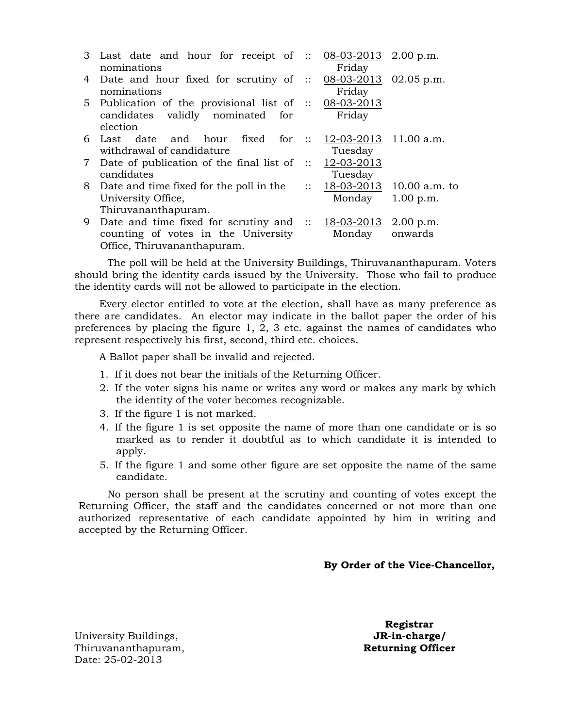| | | | | |
|---|---|---|---|---|
| 3 | Last date and hour for receipt of nominations | :: | 08-03-2013 Friday | 2.00 p.m. |
| 4 | Date and hour fixed for scrutiny of nominations | :: | 08-03-2013 Friday | 02.05 p.m. |
| 5 | Publication of the provisional list of candidates validly nominated for election | :: | 08-03-2013 Friday | |
| 6 | Last date and hour fixed for withdrawal of candidature | :: | 12-03-2013 Tuesday | 11.00 a.m. |
| 7 | Date of publication of the final list of candidates | :: | 12-03-2013 Tuesday | |
| 8 | Date and time fixed for the poll in the University Office, Thiruvananthapuram. | :: | 18-03-2013 Monday | 10.00 a.m. to 1.00 p.m. |
| 9 | Date and time fixed for scrutiny and counting of votes in the University Office, Thiruvananthapuram. | :: | 18-03-2013 Monday | 2.00 p.m. onwards |

The poll will be held at the University Buildings, Thiruvananthapuram. Voters should bring the identity cards issued by the University. Those who fail to produce the identity cards will not be allowed to participate in the election.

Every elector entitled to vote at the election, shall have as many preference as there are candidates. An elector may indicate in the ballot paper the order of his preferences by placing the figure 1, 2, 3 etc. against the names of candidates who represent respectively his first, second, third etc. choices.

A Ballot paper shall be invalid and rejected.

1. If it does not bear the initials of the Returning Officer.
2. If the voter signs his name or writes any word or makes any mark by which the identity of the voter becomes recognizable.
3. If the figure 1 is not marked.
4. If the figure 1 is set opposite the name of more than one candidate or is so marked as to render it doubtful as to which candidate it is intended to apply.
5. If the figure 1 and some other figure are set opposite the name of the same candidate.

No person shall be present at the scrutiny and counting of votes except the Returning Officer, the staff and the candidates concerned or not more than one authorized representative of each candidate appointed by him in writing and accepted by the Returning Officer.

**By Order of the Vice-Chancellor,**

**Registrar**
**JR-in-charge/**
**Returning Officer**

University Buildings,
Thiruvananthapuram,
Date: 25-02-2013